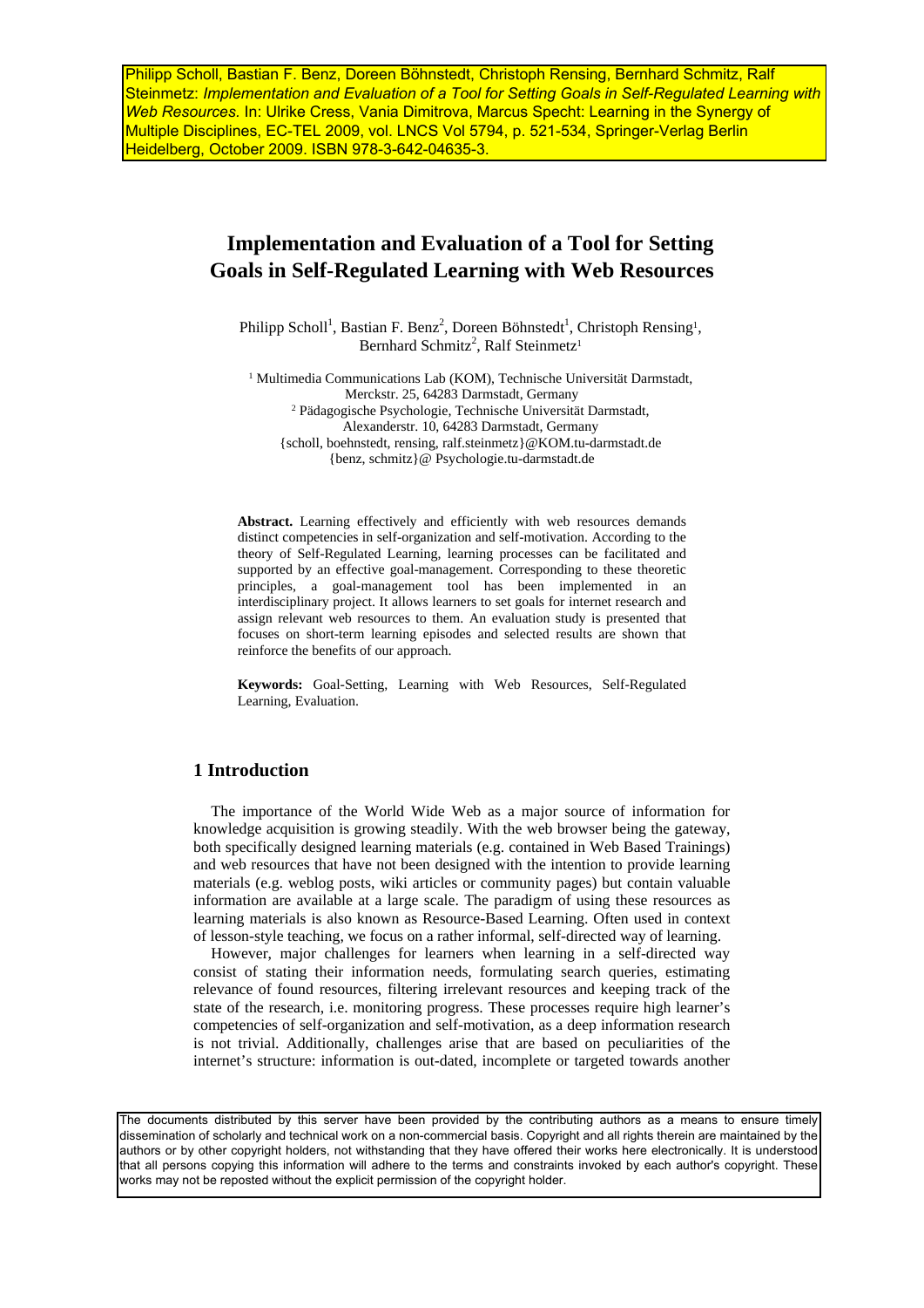Philipp Scholl, Bastian F. Benz, Doreen Böhnstedt, Christoph Rensing, Bernhard Schmitz, Ralf Steinmetz: *Implementation and Evaluation of a Tool for Setting Goals in Self-Regulated Learning with Web Resources.* In: Ulrike Cress, Vania Dimitrova, Marcus Specht: Learning in the Synergy of Multiple Disciplines, EC-TEL 2009, vol. LNCS Vol 5794, p. 521-534, Springer-Verlag Berlin Heidelberg, October 2009. ISBN 978-3-642-04635-3.

# Implementation and Evaluation of a Tool for Setting Goals in Self-Regulated Learning with Web Resources

Philipp Scholl[1], Bastian F. Benz[2], Doreen Böhnstedt[1], Christoph Rensing[1], Bernhard Schmitz[2], Ralf Steinmetz[1]

[1] Multimedia Communications Lab (KOM), Technische Universität Darmstadt, Merckstr. 25, 64283 Darmstadt, Germany
[2] Pädagogische Psychologie, Technische Universität Darmstadt, Alexanderstr. 10, 64283 Darmstadt, Germany
{scholl, boehnstedt, rensing, ralf.steinmetz}@KOM.tu-darmstadt.de
{benz, schmitz}@ Psychologie.tu-darmstadt.de

**Abstract.** Learning effectively and efficiently with web resources demands distinct competencies in self-organization and self-motivation. According to the theory of Self-Regulated Learning, learning processes can be facilitated and supported by an effective goal-management. Corresponding to these theoretic principles, a goal-management tool has been implemented in an interdisciplinary project. It allows learners to set goals for internet research and assign relevant web resources to them. An evaluation study is presented that focuses on short-term learning episodes and selected results are shown that reinforce the benefits of our approach.

**Keywords:** Goal-Setting, Learning with Web Resources, Self-Regulated Learning, Evaluation.

## 1 Introduction

The importance of the World Wide Web as a major source of information for knowledge acquisition is growing steadily. With the web browser being the gateway, both specifically designed learning materials (e.g. contained in Web Based Trainings) and web resources that have not been designed with the intention to provide learning materials (e.g. weblog posts, wiki articles or community pages) but contain valuable information are available at a large scale. The paradigm of using these resources as learning materials is also known as Resource-Based Learning. Often used in context of lesson-style teaching, we focus on a rather informal, self-directed way of learning.

However, major challenges for learners when learning in a self-directed way consist of stating their information needs, formulating search queries, estimating relevance of found resources, filtering irrelevant resources and keeping track of the state of the research, i.e. monitoring progress. These processes require high learner's competencies of self-organization and self-motivation, as a deep information research is not trivial. Additionally, challenges arise that are based on peculiarities of the internet's structure: information is out-dated, incomplete or targeted towards another

The documents distributed by this server have been provided by the contributing authors as a means to ensure timely dissemination of scholarly and technical work on a non-commercial basis. Copyright and all rights therein are maintained by the authors or by other copyright holders, not withstanding that they have offered their works here electronically. It is understood that all persons copying this information will adhere to the terms and constraints invoked by each author's copyright. These works may not be reposted without the explicit permission of the copyright holder.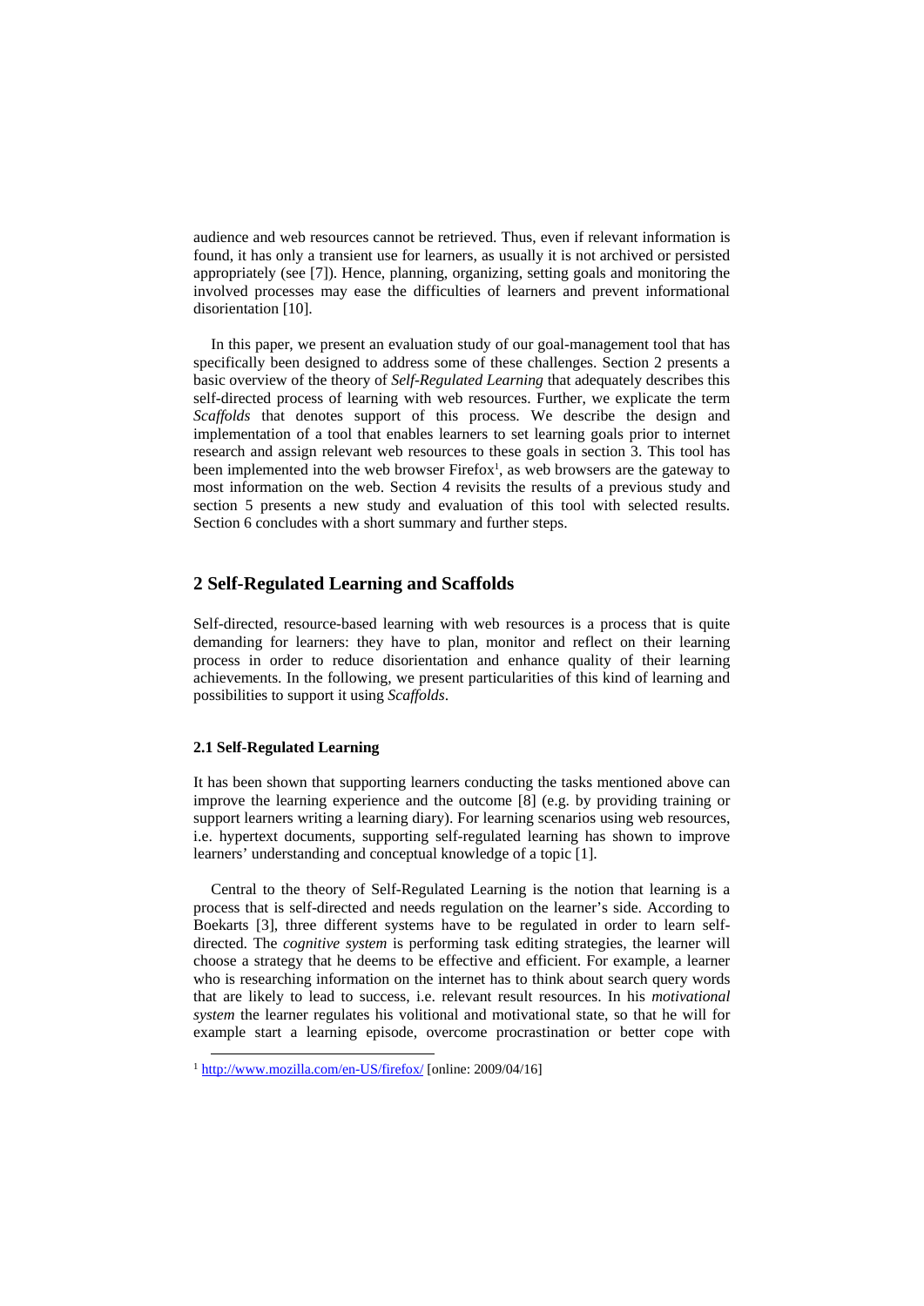audience and web resources cannot be retrieved. Thus, even if relevant information is found, it has only a transient use for learners, as usually it is not archived or persisted appropriately (see [7]). Hence, planning, organizing, setting goals and monitoring the involved processes may ease the difficulties of learners and prevent informational disorientation [10].

In this paper, we present an evaluation study of our goal-management tool that has specifically been designed to address some of these challenges. Section 2 presents a basic overview of the theory of *Self-Regulated Learning* that adequately describes this self-directed process of learning with web resources. Further, we explicate the term *Scaffolds* that denotes support of this process. We describe the design and implementation of a tool that enables learners to set learning goals prior to internet research and assign relevant web resources to these goals in section 3. This tool has been implemented into the web browser Firefox[1], as web browsers are the gateway to most information on the web. Section 4 revisits the results of a previous study and section 5 presents a new study and evaluation of this tool with selected results. Section 6 concludes with a short summary and further steps.

## 2 Self-Regulated Learning and Scaffolds

Self-directed, resource-based learning with web resources is a process that is quite demanding for learners: they have to plan, monitor and reflect on their learning process in order to reduce disorientation and enhance quality of their learning achievements. In the following, we present particularities of this kind of learning and possibilities to support it using *Scaffolds*.

### 2.1 Self-Regulated Learning

It has been shown that supporting learners conducting the tasks mentioned above can improve the learning experience and the outcome [8] (e.g. by providing training or support learners writing a learning diary). For learning scenarios using web resources, i.e. hypertext documents, supporting self-regulated learning has shown to improve learners' understanding and conceptual knowledge of a topic [1].

Central to the theory of Self-Regulated Learning is the notion that learning is a process that is self-directed and needs regulation on the learner's side. According to Boekarts [3], three different systems have to be regulated in order to learn self-directed. The *cognitive system* is performing task editing strategies, the learner will choose a strategy that he deems to be effective and efficient. For example, a learner who is researching information on the internet has to think about search query words that are likely to lead to success, i.e. relevant result resources. In his *motivational system* the learner regulates his volitional and motivational state, so that he will for example start a learning episode, overcome procrastination or better cope with

[1] http://www.mozilla.com/en-US/firefox/ [online: 2009/04/16]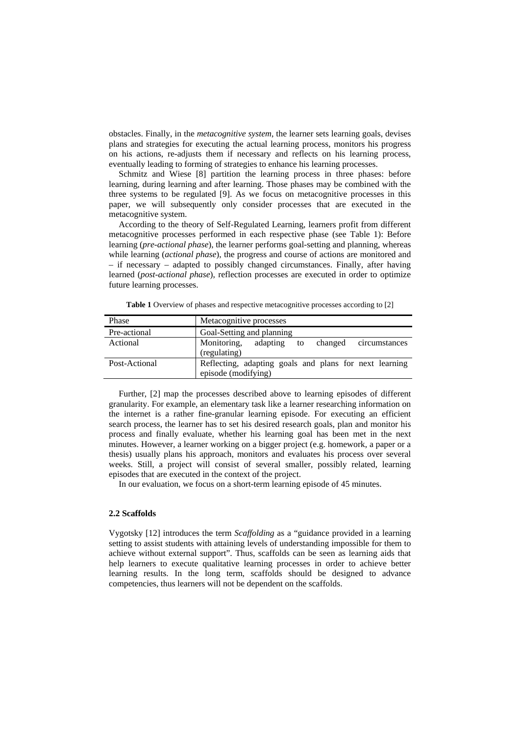obstacles. Finally, in the *metacognitive system*, the learner sets learning goals, devises plans and strategies for executing the actual learning process, monitors his progress on his actions, re-adjusts them if necessary and reflects on his learning process, eventually leading to forming of strategies to enhance his learning processes.

Schmitz and Wiese [8] partition the learning process in three phases: before learning, during learning and after learning. Those phases may be combined with the three systems to be regulated [9]. As we focus on metacognitive processes in this paper, we will subsequently only consider processes that are executed in the metacognitive system.

According to the theory of Self-Regulated Learning, learners profit from different metacognitive processes performed in each respective phase (see Table 1): Before learning (*pre-actional phase*), the learner performs goal-setting and planning, whereas while learning (*actional phase*), the progress and course of actions are monitored and – if necessary – adapted to possibly changed circumstances. Finally, after having learned (*post-actional phase*), reflection processes are executed in order to optimize future learning processes.

**Table 1** Overview of phases and respective metacognitive processes according to [2]

| Phase | Metacognitive processes |
|---|---|
| Pre-actional | Goal-Setting and planning |
| Actional | Monitoring, adapting to changed circumstances (regulating) |
| Post-Actional | Reflecting, adapting goals and plans for next learning episode (modifying) |

Further, [2] map the processes described above to learning episodes of different granularity. For example, an elementary task like a learner researching information on the internet is a rather fine-granular learning episode. For executing an efficient search process, the learner has to set his desired research goals, plan and monitor his process and finally evaluate, whether his learning goal has been met in the next minutes. However, a learner working on a bigger project (e.g. homework, a paper or a thesis) usually plans his approach, monitors and evaluates his process over several weeks. Still, a project will consist of several smaller, possibly related, learning episodes that are executed in the context of the project.

In our evaluation, we focus on a short-term learning episode of 45 minutes.

### 2.2 Scaffolds

Vygotsky [12] introduces the term *Scaffolding* as a "guidance provided in a learning setting to assist students with attaining levels of understanding impossible for them to achieve without external support". Thus, scaffolds can be seen as learning aids that help learners to execute qualitative learning processes in order to achieve better learning results. In the long term, scaffolds should be designed to advance competencies, thus learners will not be dependent on the scaffolds.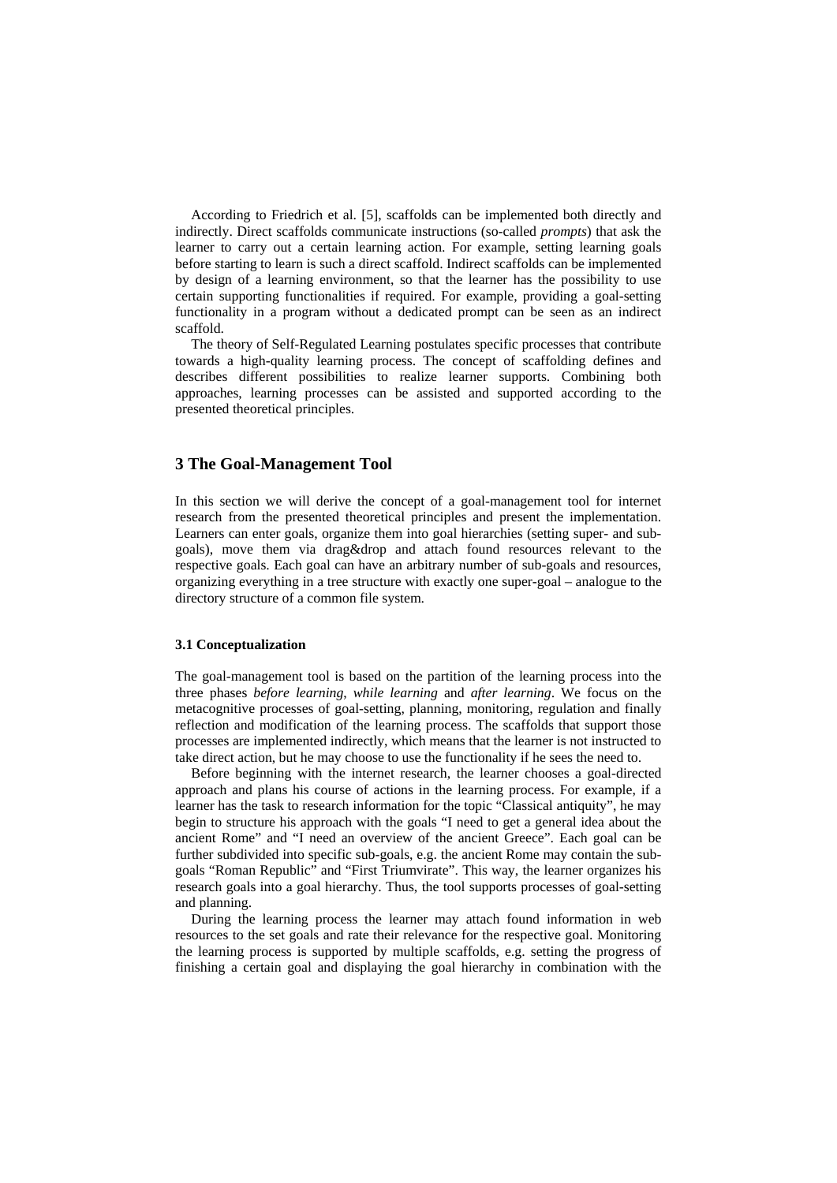According to Friedrich et al. [5], scaffolds can be implemented both directly and indirectly. Direct scaffolds communicate instructions (so-called *prompts*) that ask the learner to carry out a certain learning action. For example, setting learning goals before starting to learn is such a direct scaffold. Indirect scaffolds can be implemented by design of a learning environment, so that the learner has the possibility to use certain supporting functionalities if required. For example, providing a goal-setting functionality in a program without a dedicated prompt can be seen as an indirect scaffold.

The theory of Self-Regulated Learning postulates specific processes that contribute towards a high-quality learning process. The concept of scaffolding defines and describes different possibilities to realize learner supports. Combining both approaches, learning processes can be assisted and supported according to the presented theoretical principles.

## 3 The Goal-Management Tool

In this section we will derive the concept of a goal-management tool for internet research from the presented theoretical principles and present the implementation. Learners can enter goals, organize them into goal hierarchies (setting super- and sub-goals), move them via drag&drop and attach found resources relevant to the respective goals. Each goal can have an arbitrary number of sub-goals and resources, organizing everything in a tree structure with exactly one super-goal – analogue to the directory structure of a common file system.

### 3.1 Conceptualization

The goal-management tool is based on the partition of the learning process into the three phases *before learning*, *while learning* and *after learning*. We focus on the metacognitive processes of goal-setting, planning, monitoring, regulation and finally reflection and modification of the learning process. The scaffolds that support those processes are implemented indirectly, which means that the learner is not instructed to take direct action, but he may choose to use the functionality if he sees the need to.

Before beginning with the internet research, the learner chooses a goal-directed approach and plans his course of actions in the learning process. For example, if a learner has the task to research information for the topic "Classical antiquity", he may begin to structure his approach with the goals "I need to get a general idea about the ancient Rome" and "I need an overview of the ancient Greece". Each goal can be further subdivided into specific sub-goals, e.g. the ancient Rome may contain the sub-goals "Roman Republic" and "First Triumvirate". This way, the learner organizes his research goals into a goal hierarchy. Thus, the tool supports processes of goal-setting and planning.

During the learning process the learner may attach found information in web resources to the set goals and rate their relevance for the respective goal. Monitoring the learning process is supported by multiple scaffolds, e.g. setting the progress of finishing a certain goal and displaying the goal hierarchy in combination with the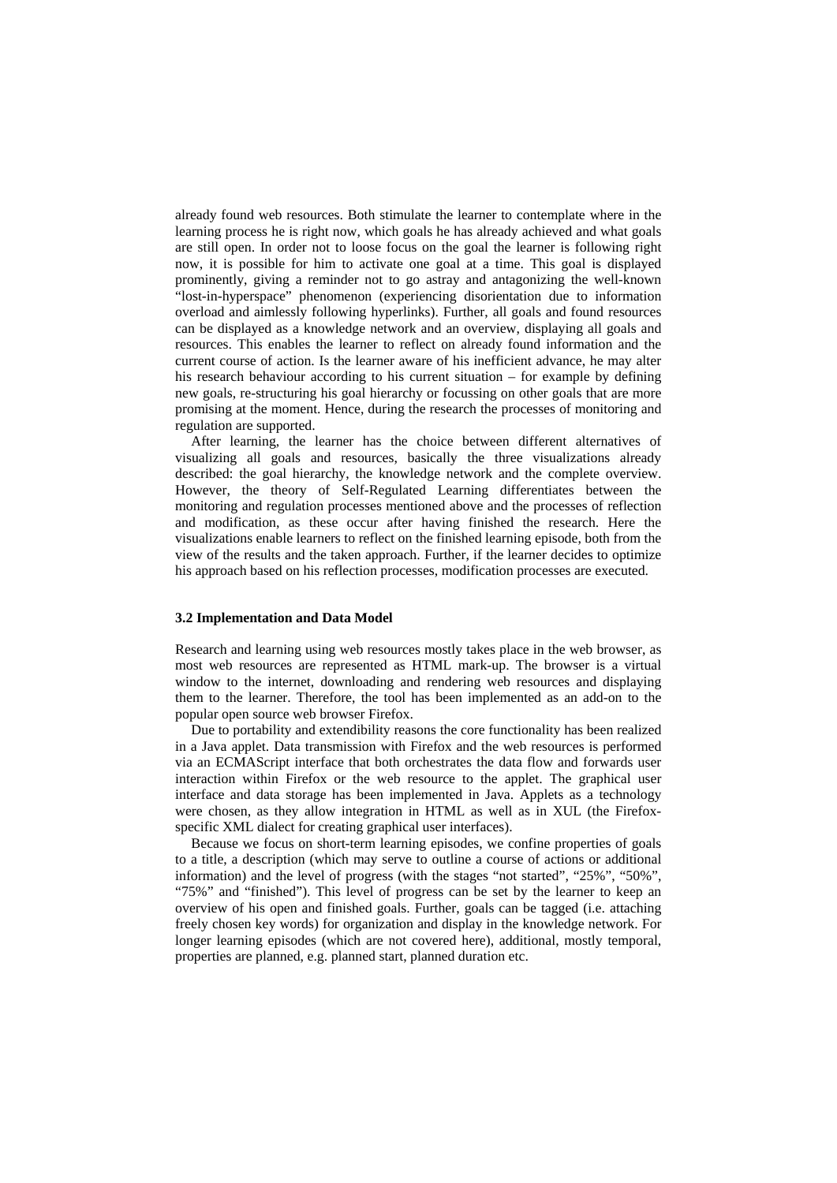already found web resources. Both stimulate the learner to contemplate where in the learning process he is right now, which goals he has already achieved and what goals are still open. In order not to loose focus on the goal the learner is following right now, it is possible for him to activate one goal at a time. This goal is displayed prominently, giving a reminder not to go astray and antagonizing the well-known "lost-in-hyperspace" phenomenon (experiencing disorientation due to information overload and aimlessly following hyperlinks). Further, all goals and found resources can be displayed as a knowledge network and an overview, displaying all goals and resources. This enables the learner to reflect on already found information and the current course of action. Is the learner aware of his inefficient advance, he may alter his research behaviour according to his current situation – for example by defining new goals, re-structuring his goal hierarchy or focussing on other goals that are more promising at the moment. Hence, during the research the processes of monitoring and regulation are supported.

After learning, the learner has the choice between different alternatives of visualizing all goals and resources, basically the three visualizations already described: the goal hierarchy, the knowledge network and the complete overview. However, the theory of Self-Regulated Learning differentiates between the monitoring and regulation processes mentioned above and the processes of reflection and modification, as these occur after having finished the research. Here the visualizations enable learners to reflect on the finished learning episode, both from the view of the results and the taken approach. Further, if the learner decides to optimize his approach based on his reflection processes, modification processes are executed.

### 3.2 Implementation and Data Model

Research and learning using web resources mostly takes place in the web browser, as most web resources are represented as HTML mark-up. The browser is a virtual window to the internet, downloading and rendering web resources and displaying them to the learner. Therefore, the tool has been implemented as an add-on to the popular open source web browser Firefox.

Due to portability and extendibility reasons the core functionality has been realized in a Java applet. Data transmission with Firefox and the web resources is performed via an ECMAScript interface that both orchestrates the data flow and forwards user interaction within Firefox or the web resource to the applet. The graphical user interface and data storage has been implemented in Java. Applets as a technology were chosen, as they allow integration in HTML as well as in XUL (the Firefox-specific XML dialect for creating graphical user interfaces).

Because we focus on short-term learning episodes, we confine properties of goals to a title, a description (which may serve to outline a course of actions or additional information) and the level of progress (with the stages "not started", "25%", "50%", "75%" and "finished"). This level of progress can be set by the learner to keep an overview of his open and finished goals. Further, goals can be tagged (i.e. attaching freely chosen key words) for organization and display in the knowledge network. For longer learning episodes (which are not covered here), additional, mostly temporal, properties are planned, e.g. planned start, planned duration etc.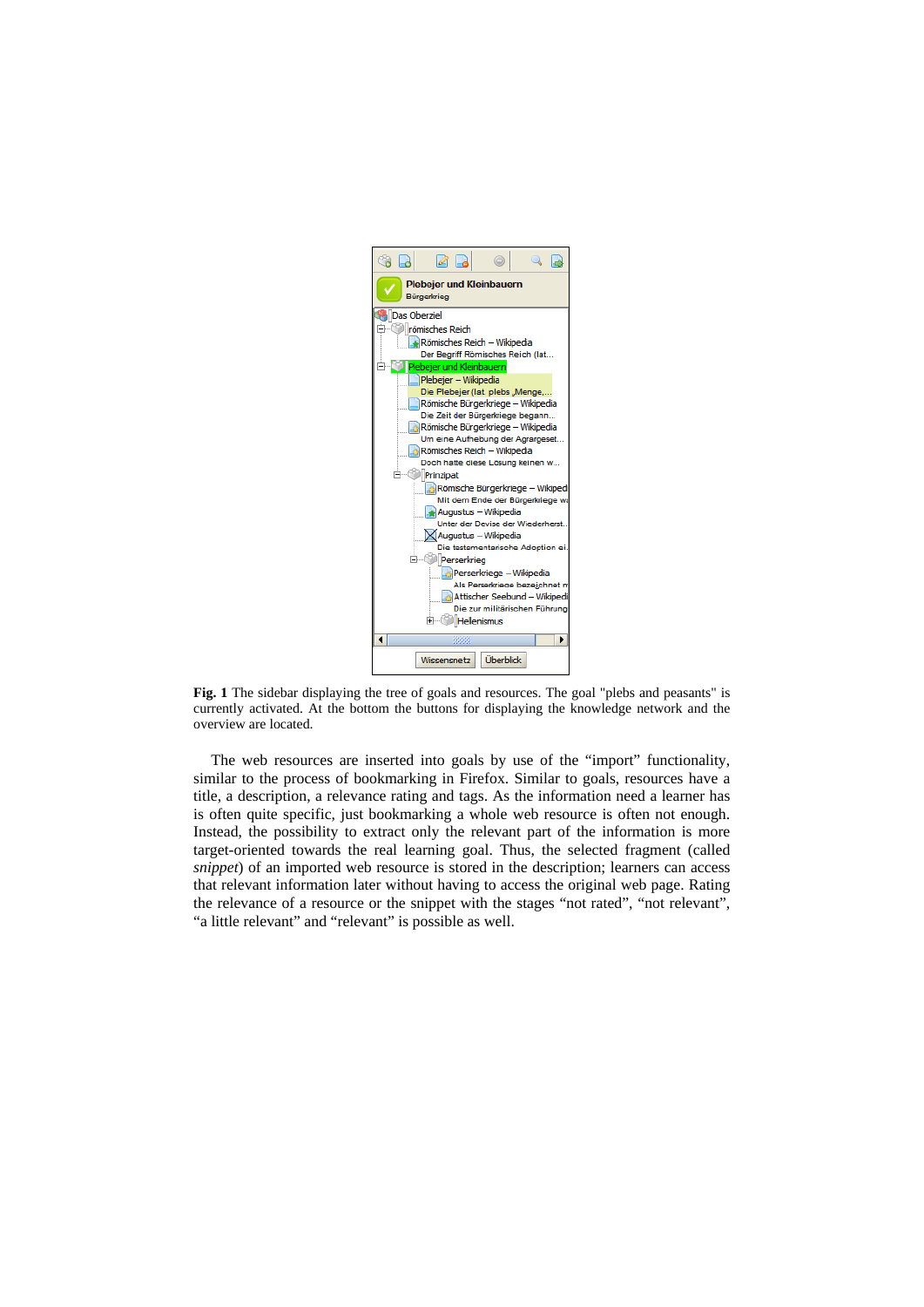**Fig. 1** The sidebar displaying the tree of goals and resources. The goal "plebs and peasants" is currently activated. At the bottom the buttons for displaying the knowledge network and the overview are located.

The web resources are inserted into goals by use of the “import” functionality, similar to the process of bookmarking in Firefox. Similar to goals, resources have a title, a description, a relevance rating and tags. As the information need a learner has is often quite specific, just bookmarking a whole web resource is often not enough. Instead, the possibility to extract only the relevant part of the information is more target-oriented towards the real learning goal. Thus, the selected fragment (called *snippet*) of an imported web resource is stored in the description; learners can access that relevant information later without having to access the original web page. Rating the relevance of a resource or the snippet with the stages “not rated”, “not relevant”, “a little relevant” and “relevant” is possible as well.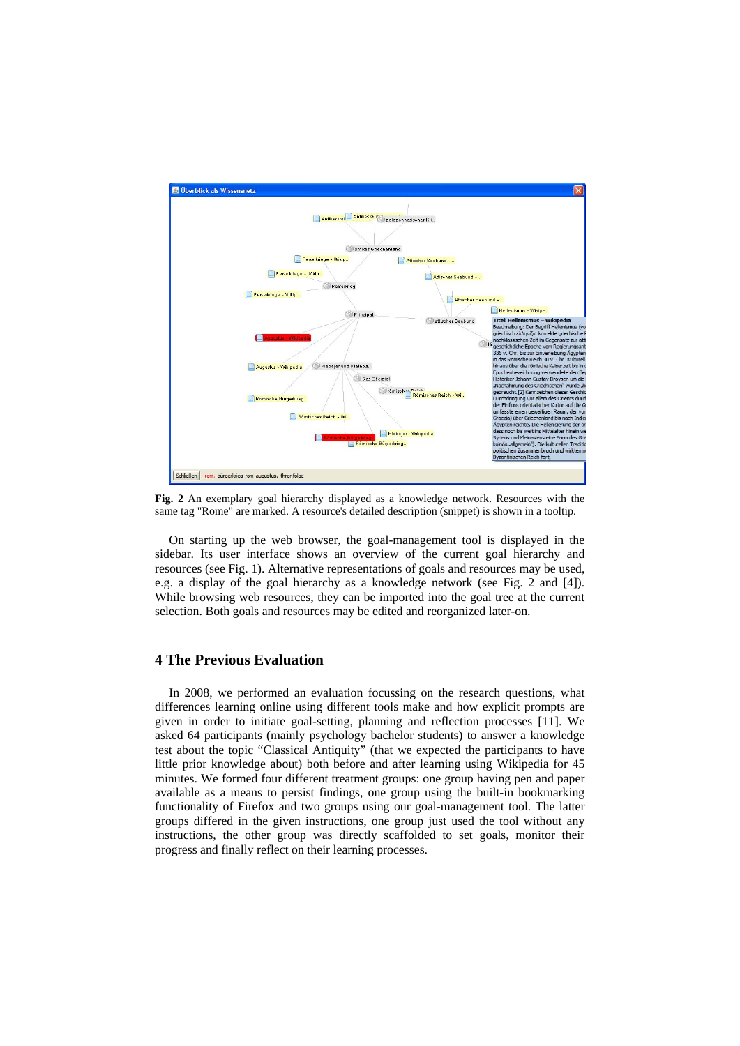**Fig. 2** An exemplary goal hierarchy displayed as a knowledge network. Resources with the same tag "Rome" are marked. A resource's detailed description (snippet) is shown in a tooltip.

On starting up the web browser, the goal-management tool is displayed in the sidebar. Its user interface shows an overview of the current goal hierarchy and resources (see Fig. 1). Alternative representations of goals and resources may be used, e.g. a display of the goal hierarchy as a knowledge network (see Fig. 2 and [4]). While browsing web resources, they can be imported into the goal tree at the current selection. Both goals and resources may be edited and reorganized later-on.

## 4 The Previous Evaluation

In 2008, we performed an evaluation focussing on the research questions, what differences learning online using different tools make and how explicit prompts are given in order to initiate goal-setting, planning and reflection processes [11]. We asked 64 participants (mainly psychology bachelor students) to answer a knowledge test about the topic "Classical Antiquity" (that we expected the participants to have little prior knowledge about) both before and after learning using Wikipedia for 45 minutes. We formed four different treatment groups: one group having pen and paper available as a means to persist findings, one group using the built-in bookmarking functionality of Firefox and two groups using our goal-management tool. The latter groups differed in the given instructions, one group just used the tool without any instructions, the other group was directly scaffolded to set goals, monitor their progress and finally reflect on their learning processes.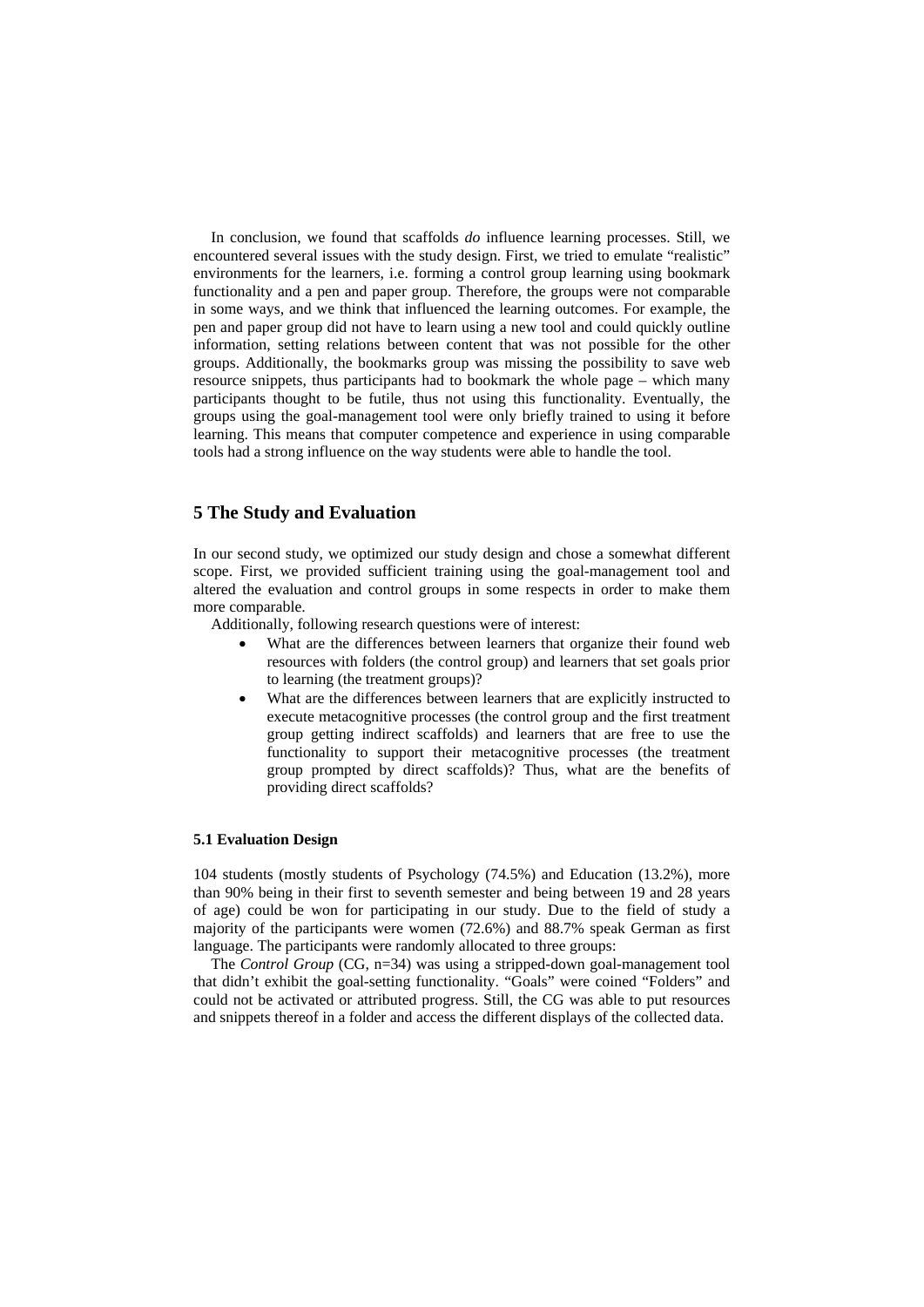In conclusion, we found that scaffolds *do* influence learning processes. Still, we encountered several issues with the study design. First, we tried to emulate "realistic" environments for the learners, i.e. forming a control group learning using bookmark functionality and a pen and paper group. Therefore, the groups were not comparable in some ways, and we think that influenced the learning outcomes. For example, the pen and paper group did not have to learn using a new tool and could quickly outline information, setting relations between content that was not possible for the other groups. Additionally, the bookmarks group was missing the possibility to save web resource snippets, thus participants had to bookmark the whole page – which many participants thought to be futile, thus not using this functionality. Eventually, the groups using the goal-management tool were only briefly trained to using it before learning. This means that computer competence and experience in using comparable tools had a strong influence on the way students were able to handle the tool.

## 5 The Study and Evaluation

In our second study, we optimized our study design and chose a somewhat different scope. First, we provided sufficient training using the goal-management tool and altered the evaluation and control groups in some respects in order to make them more comparable.

Additionally, following research questions were of interest:

- What are the differences between learners that organize their found web resources with folders (the control group) and learners that set goals prior to learning (the treatment groups)?
- What are the differences between learners that are explicitly instructed to execute metacognitive processes (the control group and the first treatment group getting indirect scaffolds) and learners that are free to use the functionality to support their metacognitive processes (the treatment group prompted by direct scaffolds)? Thus, what are the benefits of providing direct scaffolds?

### 5.1 Evaluation Design

104 students (mostly students of Psychology (74.5%) and Education (13.2%), more than 90% being in their first to seventh semester and being between 19 and 28 years of age) could be won for participating in our study. Due to the field of study a majority of the participants were women (72.6%) and 88.7% speak German as first language. The participants were randomly allocated to three groups:

The *Control Group* (CG, n=34) was using a stripped-down goal-management tool that didn't exhibit the goal-setting functionality. "Goals" were coined "Folders" and could not be activated or attributed progress. Still, the CG was able to put resources and snippets thereof in a folder and access the different displays of the collected data.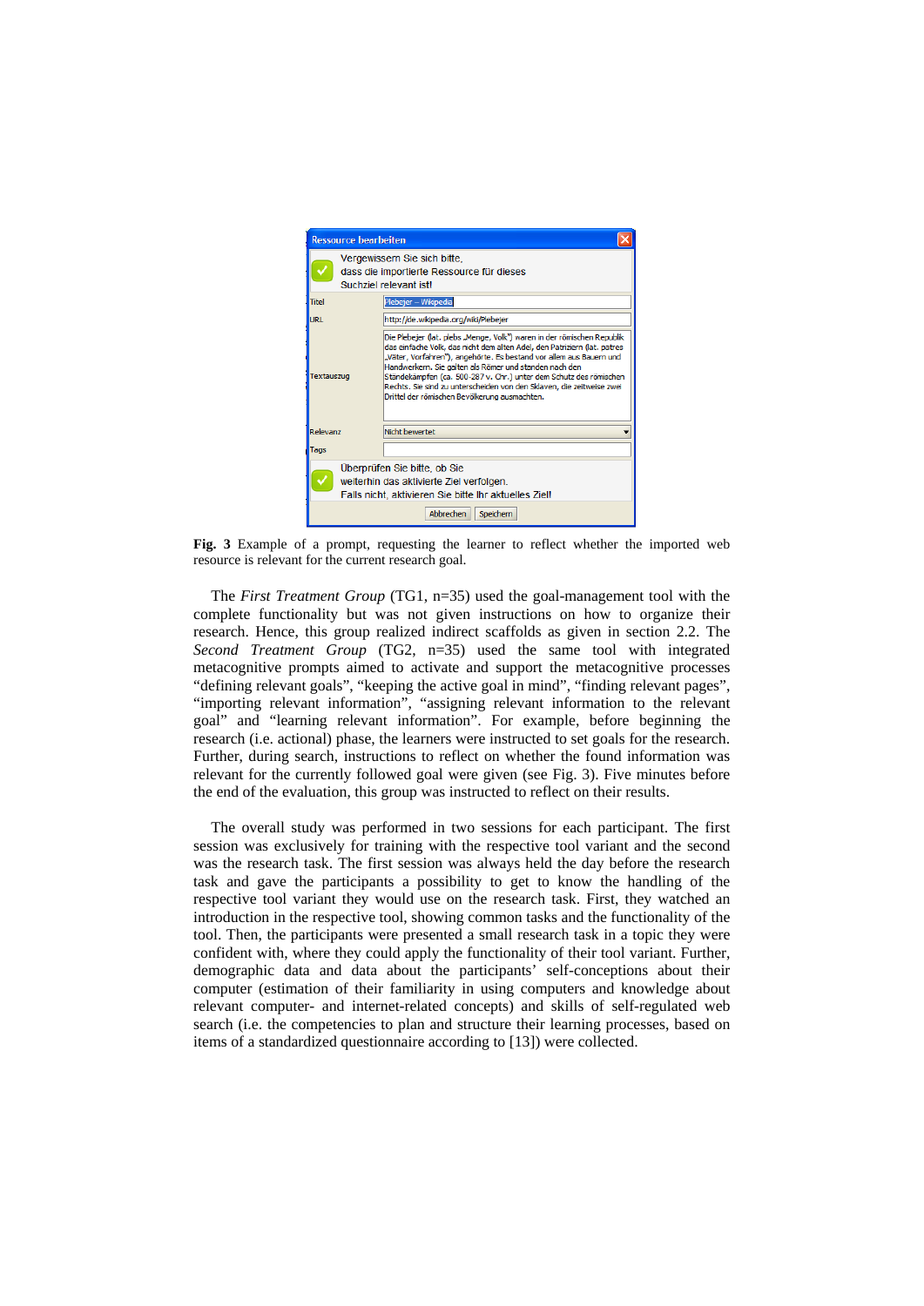**Fig. 3** Example of a prompt, requesting the learner to reflect whether the imported web resource is relevant for the current research goal.

The *First Treatment Group* (TG1, n=35) used the goal-management tool with the complete functionality but was not given instructions on how to organize their research. Hence, this group realized indirect scaffolds as given in section 2.2. The *Second Treatment Group* (TG2, n=35) used the same tool with integrated metacognitive prompts aimed to activate and support the metacognitive processes "defining relevant goals", "keeping the active goal in mind", "finding relevant pages", "importing relevant information", "assigning relevant information to the relevant goal" and "learning relevant information". For example, before beginning the research (i.e. actional) phase, the learners were instructed to set goals for the research. Further, during search, instructions to reflect on whether the found information was relevant for the currently followed goal were given (see Fig. 3). Five minutes before the end of the evaluation, this group was instructed to reflect on their results.

The overall study was performed in two sessions for each participant. The first session was exclusively for training with the respective tool variant and the second was the research task. The first session was always held the day before the research task and gave the participants a possibility to get to know the handling of the respective tool variant they would use on the research task. First, they watched an introduction in the respective tool, showing common tasks and the functionality of the tool. Then, the participants were presented a small research task in a topic they were confident with, where they could apply the functionality of their tool variant. Further, demographic data and data about the participants' self-conceptions about their computer (estimation of their familiarity in using computers and knowledge about relevant computer- and internet-related concepts) and skills of self-regulated web search (i.e. the competencies to plan and structure their learning processes, based on items of a standardized questionnaire according to [13]) were collected.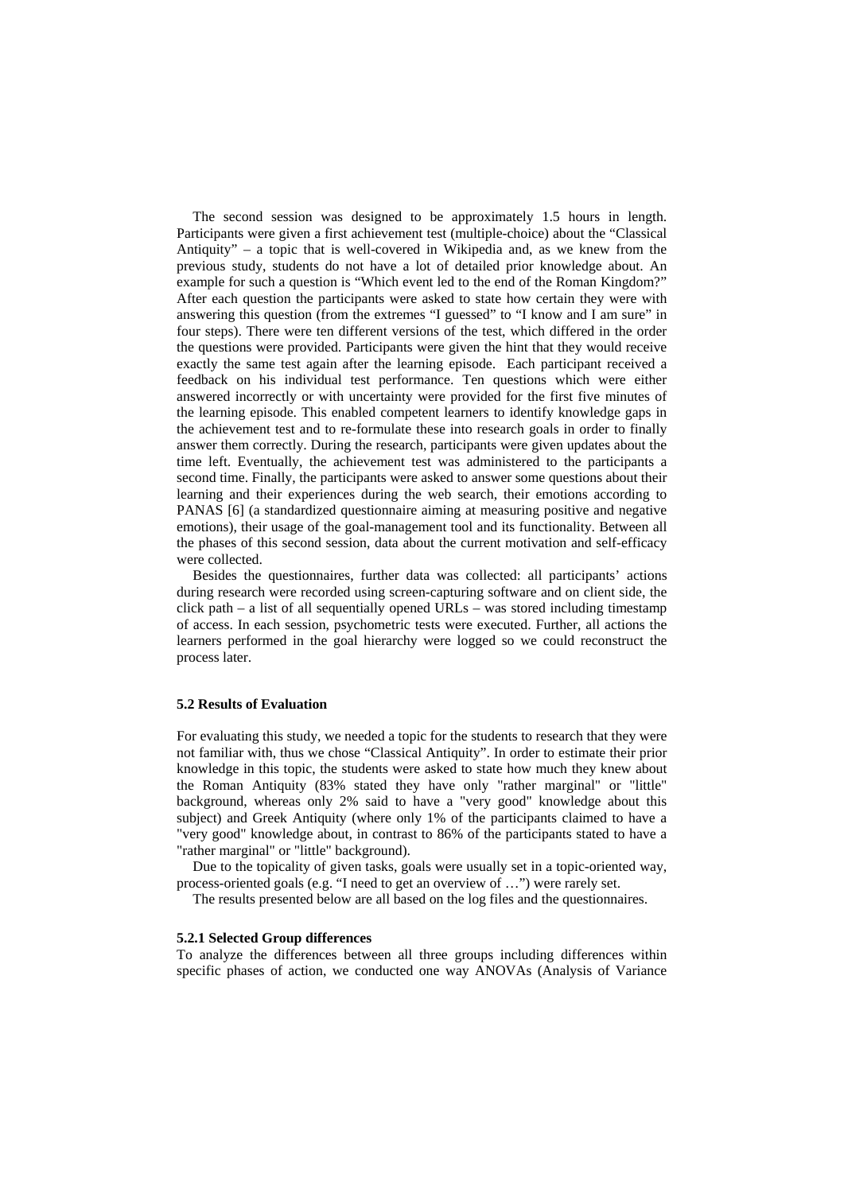The second session was designed to be approximately 1.5 hours in length. Participants were given a first achievement test (multiple-choice) about the "Classical Antiquity" – a topic that is well-covered in Wikipedia and, as we knew from the previous study, students do not have a lot of detailed prior knowledge about. An example for such a question is "Which event led to the end of the Roman Kingdom?" After each question the participants were asked to state how certain they were with answering this question (from the extremes "I guessed" to "I know and I am sure" in four steps). There were ten different versions of the test, which differed in the order the questions were provided. Participants were given the hint that they would receive exactly the same test again after the learning episode. Each participant received a feedback on his individual test performance. Ten questions which were either answered incorrectly or with uncertainty were provided for the first five minutes of the learning episode. This enabled competent learners to identify knowledge gaps in the achievement test and to re-formulate these into research goals in order to finally answer them correctly. During the research, participants were given updates about the time left. Eventually, the achievement test was administered to the participants a second time. Finally, the participants were asked to answer some questions about their learning and their experiences during the web search, their emotions according to PANAS [6] (a standardized questionnaire aiming at measuring positive and negative emotions), their usage of the goal-management tool and its functionality. Between all the phases of this second session, data about the current motivation and self-efficacy were collected.

Besides the questionnaires, further data was collected: all participants' actions during research were recorded using screen-capturing software and on client side, the click path – a list of all sequentially opened URLs – was stored including timestamp of access. In each session, psychometric tests were executed. Further, all actions the learners performed in the goal hierarchy were logged so we could reconstruct the process later.

### 5.2 Results of Evaluation

For evaluating this study, we needed a topic for the students to research that they were not familiar with, thus we chose "Classical Antiquity". In order to estimate their prior knowledge in this topic, the students were asked to state how much they knew about the Roman Antiquity (83% stated they have only "rather marginal" or "little" background, whereas only 2% said to have a "very good" knowledge about this subject) and Greek Antiquity (where only 1% of the participants claimed to have a "very good" knowledge about, in contrast to 86% of the participants stated to have a "rather marginal" or "little" background).

Due to the topicality of given tasks, goals were usually set in a topic-oriented way, process-oriented goals (e.g. "I need to get an overview of …") were rarely set.

The results presented below are all based on the log files and the questionnaires.

#### 5.2.1 Selected Group differences

To analyze the differences between all three groups including differences within specific phases of action, we conducted one way ANOVAs (Analysis of Variance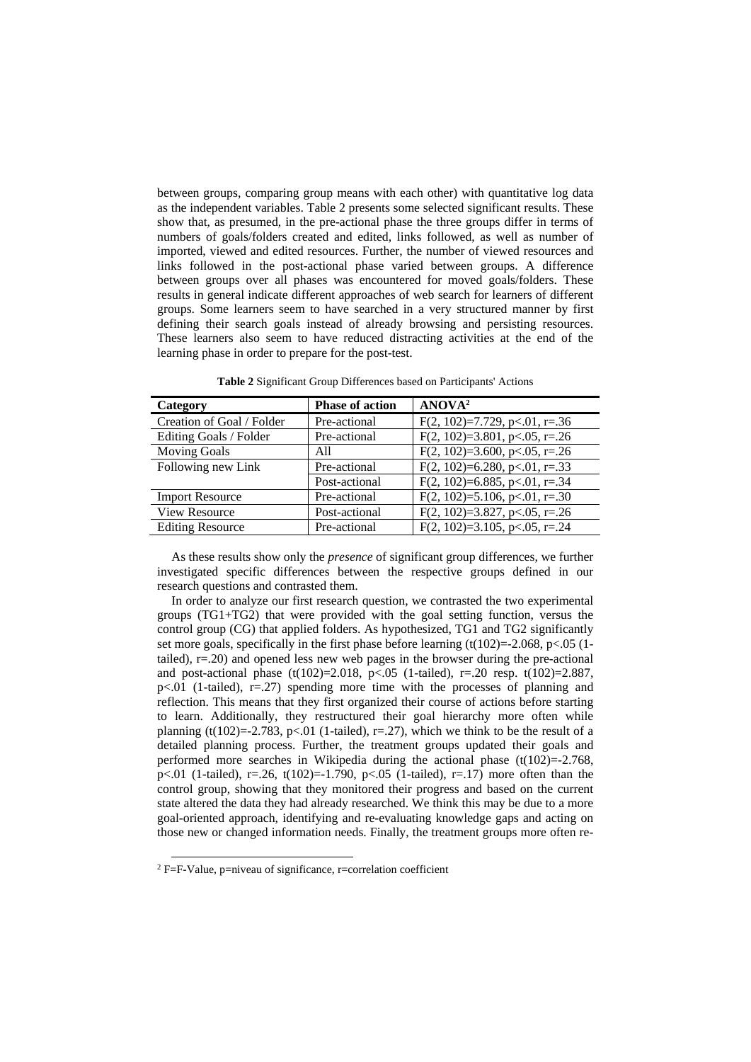between groups, comparing group means with each other) with quantitative log data as the independent variables. Table 2 presents some selected significant results. These show that, as presumed, in the pre-actional phase the three groups differ in terms of numbers of goals/folders created and edited, links followed, as well as number of imported, viewed and edited resources. Further, the number of viewed resources and links followed in the post-actional phase varied between groups. A difference between groups over all phases was encountered for moved goals/folders. These results in general indicate different approaches of web search for learners of different groups. Some learners seem to have searched in a very structured manner by first defining their search goals instead of already browsing and persisting resources. These learners also seem to have reduced distracting activities at the end of the learning phase in order to prepare for the post-test.

**Table 2** Significant Group Differences based on Participants' Actions

| Category | Phase of action | ANOVA[2] |
|---|---|---|
| Creation of Goal / Folder | Pre-actional | $F(2, 102)=7.729$, $p<.01$, $r=.36$ |
| Editing Goals / Folder | Pre-actional | $F(2, 102)=3.801$, $p<.05$, $r=.26$ |
| Moving Goals | All | $F(2, 102)=3.600$, $p<.05$, $r=.26$ |
| Following new Link | Pre-actional | $F(2, 102)=6.280$, $p<.01$, $r=.33$ |
| | Post-actional | $F(2, 102)=6.885$, $p<.01$, $r=.34$ |
| Import Resource | Pre-actional | $F(2, 102)=5.106$, $p<.01$, $r=.30$ |
| View Resource | Post-actional | $F(2, 102)=3.827$, $p<.05$, $r=.26$ |
| Editing Resource | Pre-actional | $F(2, 102)=3.105$, $p<.05$, $r=.24$ |

As these results show only the *presence* of significant group differences, we further investigated specific differences between the respective groups defined in our research questions and contrasted them.

In order to analyze our first research question, we contrasted the two experimental groups (TG1+TG2) that were provided with the goal setting function, versus the control group (CG) that applied folders. As hypothesized, TG1 and TG2 significantly set more goals, specifically in the first phase before learning ($t(102)=-2.068$, $p<.05$ (1-tailed), $r=.20$) and opened less new web pages in the browser during the pre-actional and post-actional phase ($t(102)=2.018$, $p<.05$ (1-tailed), $r=.20$ resp. $t(102)=2.887$, $p<.01$ (1-tailed), $r=.27$) spending more time with the processes of planning and reflection. This means that they first organized their course of actions before starting to learn. Additionally, they restructured their goal hierarchy more often while planning ($t(102)=-2.783$, $p<.01$ (1-tailed), $r=.27$), which we think to be the result of a detailed planning process. Further, the treatment groups updated their goals and performed more searches in Wikipedia during the actional phase ($t(102)=-2.768$, $p<.01$ (1-tailed), $r=.26$, $t(102)=-1.790$, $p<.05$ (1-tailed), $r=.17$) more often than the control group, showing that they monitored their progress and based on the current state altered the data they had already researched. We think this may be due to a more goal-oriented approach, identifying and re-evaluating knowledge gaps and acting on those new or changed information needs. Finally, the treatment groups more often re-

[2] F=F-Value, p=niveau of significance, r=correlation coefficient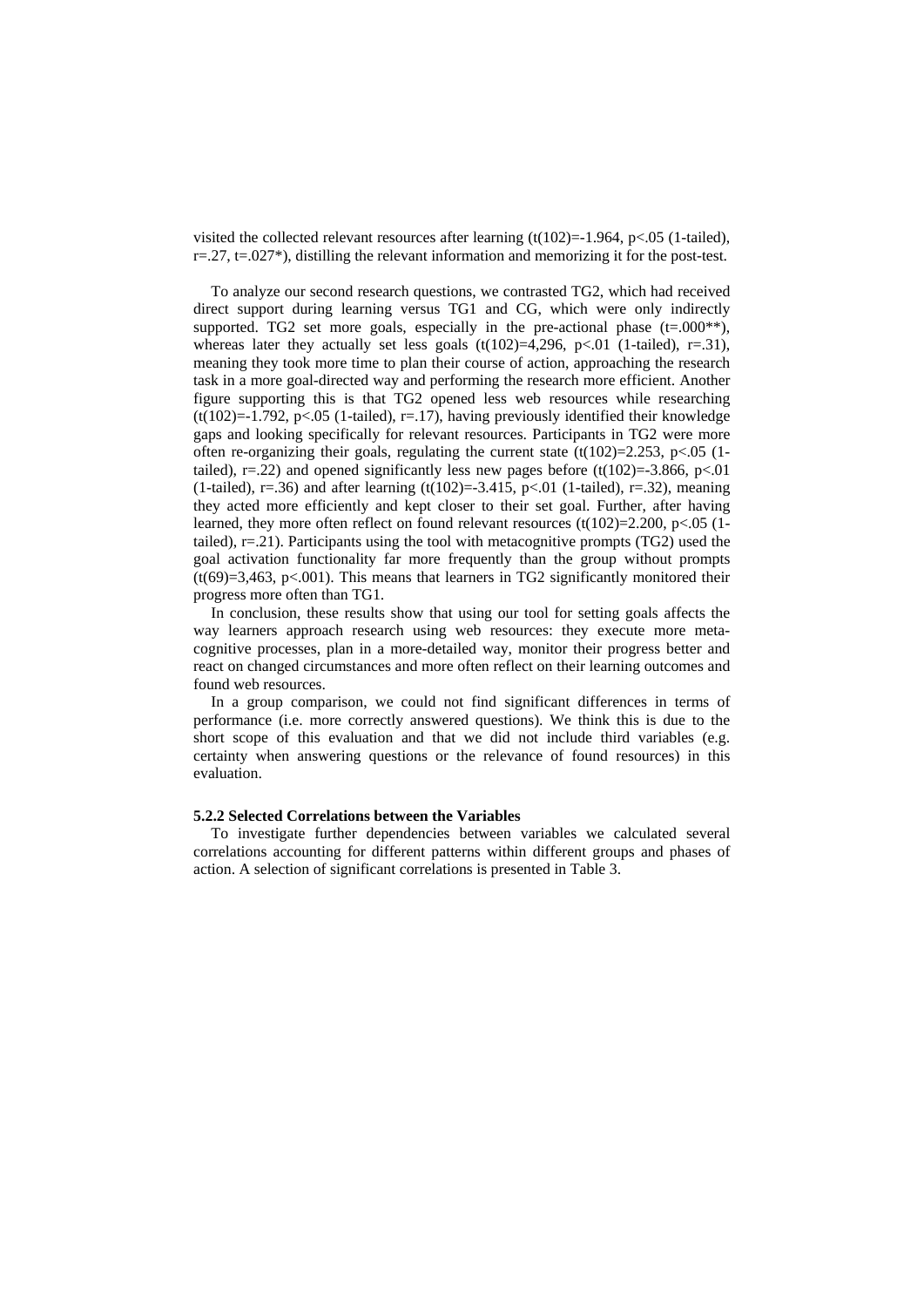visited the collected relevant resources after learning ($t(102)=-1.964$, $p<.05$ (1-tailed), $r=.27$, $t=.027$*), distilling the relevant information and memorizing it for the post-test.

To analyze our second research questions, we contrasted TG2, which had received direct support during learning versus TG1 and CG, which were only indirectly supported. TG2 set more goals, especially in the pre-actional phase ($t=.000$**), whereas later they actually set less goals ($t(102)=4{,}296$, $p<.01$ (1-tailed), $r=.31$), meaning they took more time to plan their course of action, approaching the research task in a more goal-directed way and performing the research more efficient. Another figure supporting this is that TG2 opened less web resources while researching ($t(102)=-1.792$, $p<.05$ (1-tailed), $r=.17$), having previously identified their knowledge gaps and looking specifically for relevant resources. Participants in TG2 were more often re-organizing their goals, regulating the current state ($t(102)=2.253$, $p<.05$ (1-tailed), $r=.22$) and opened significantly less new pages before ($t(102)=-3.866$, $p<.01$ (1-tailed), $r=.36$) and after learning ($t(102)=-3.415$, $p<.01$ (1-tailed), $r=.32$), meaning they acted more efficiently and kept closer to their set goal. Further, after having learned, they more often reflect on found relevant resources ($t(102)=2.200$, $p<.05$ (1-tailed), $r=.21$). Participants using the tool with metacognitive prompts (TG2) used the goal activation functionality far more frequently than the group without prompts ($t(69)=3{,}463$, $p<.001$). This means that learners in TG2 significantly monitored their progress more often than TG1.

In conclusion, these results show that using our tool for setting goals affects the way learners approach research using web resources: they execute more meta-cognitive processes, plan in a more-detailed way, monitor their progress better and react on changed circumstances and more often reflect on their learning outcomes and found web resources.

In a group comparison, we could not find significant differences in terms of performance (i.e. more correctly answered questions). We think this is due to the short scope of this evaluation and that we did not include third variables (e.g. certainty when answering questions or the relevance of found resources) in this evaluation.

### 5.2.2 Selected Correlations between the Variables

To investigate further dependencies between variables we calculated several correlations accounting for different patterns within different groups and phases of action. A selection of significant correlations is presented in Table 3.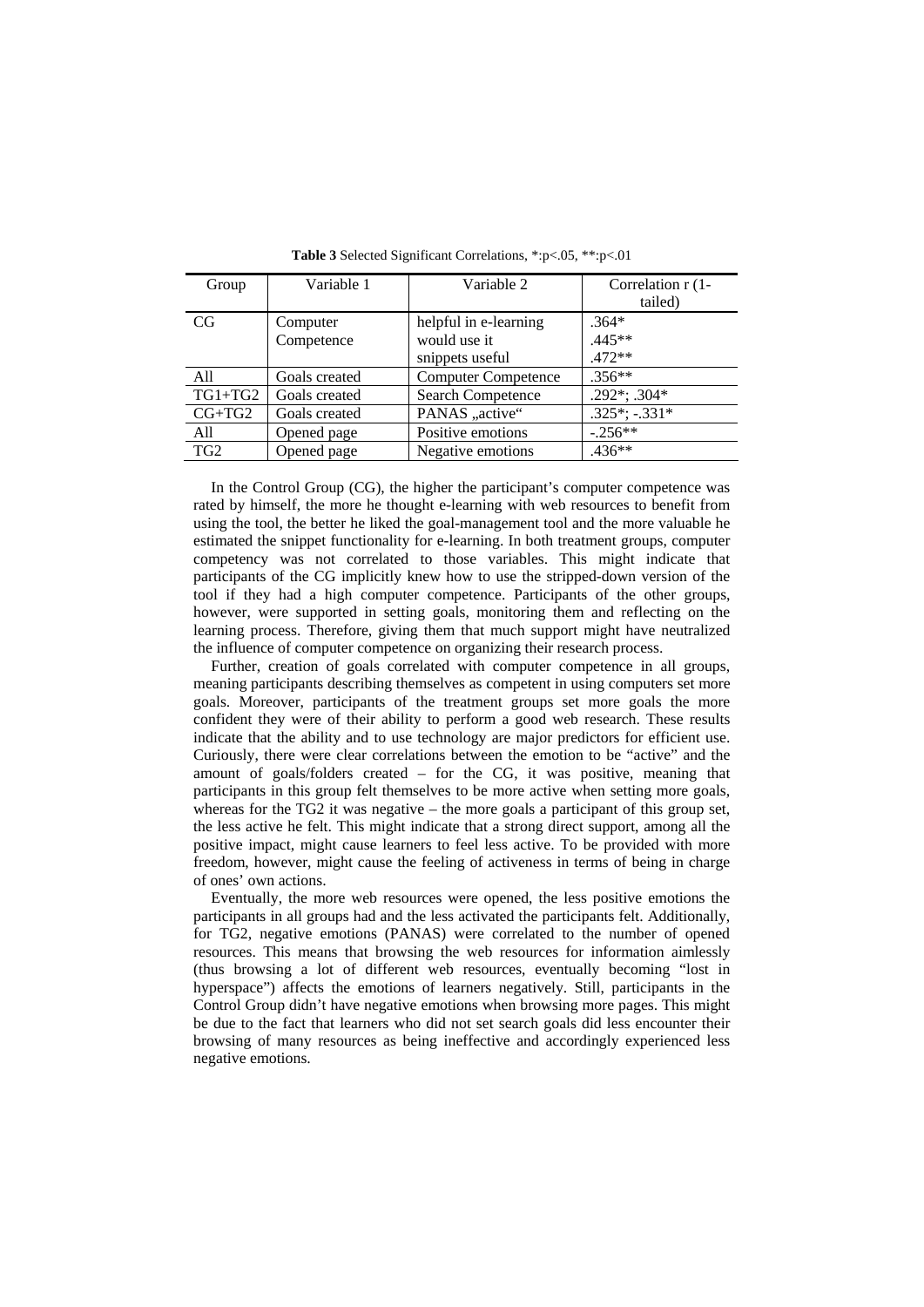**Table 3** Selected Significant Correlations, *:p<.05, **:p<.01

| Group | Variable 1 | Variable 2 | Correlation r (1-tailed) |
|---|---|---|---|
| CG | Computer Competence | helpful in e-learning<br>would use it<br>snippets useful | .364*<br>.445**<br>.472** |
| All | Goals created | Computer Competence | .356** |
| TG1+TG2 | Goals created | Search Competence | .292*; .304* |
| CG+TG2 | Goals created | PANAS „active“ | .325*; -.331* |
| All | Opened page | Positive emotions | -.256** |
| TG2 | Opened page | Negative emotions | .436** |

In the Control Group (CG), the higher the participant's computer competence was rated by himself, the more he thought e-learning with web resources to benefit from using the tool, the better he liked the goal-management tool and the more valuable he estimated the snippet functionality for e-learning. In both treatment groups, computer competency was not correlated to those variables. This might indicate that participants of the CG implicitly knew how to use the stripped-down version of the tool if they had a high computer competence. Participants of the other groups, however, were supported in setting goals, monitoring them and reflecting on the learning process. Therefore, giving them that much support might have neutralized the influence of computer competence on organizing their research process.

Further, creation of goals correlated with computer competence in all groups, meaning participants describing themselves as competent in using computers set more goals. Moreover, participants of the treatment groups set more goals the more confident they were of their ability to perform a good web research. These results indicate that the ability and to use technology are major predictors for efficient use. Curiously, there were clear correlations between the emotion to be "active" and the amount of goals/folders created – for the CG, it was positive, meaning that participants in this group felt themselves to be more active when setting more goals, whereas for the TG2 it was negative – the more goals a participant of this group set, the less active he felt. This might indicate that a strong direct support, among all the positive impact, might cause learners to feel less active. To be provided with more freedom, however, might cause the feeling of activeness in terms of being in charge of ones' own actions.

Eventually, the more web resources were opened, the less positive emotions the participants in all groups had and the less activated the participants felt. Additionally, for TG2, negative emotions (PANAS) were correlated to the number of opened resources. This means that browsing the web resources for information aimlessly (thus browsing a lot of different web resources, eventually becoming "lost in hyperspace") affects the emotions of learners negatively. Still, participants in the Control Group didn't have negative emotions when browsing more pages. This might be due to the fact that learners who did not set search goals did less encounter their browsing of many resources as being ineffective and accordingly experienced less negative emotions.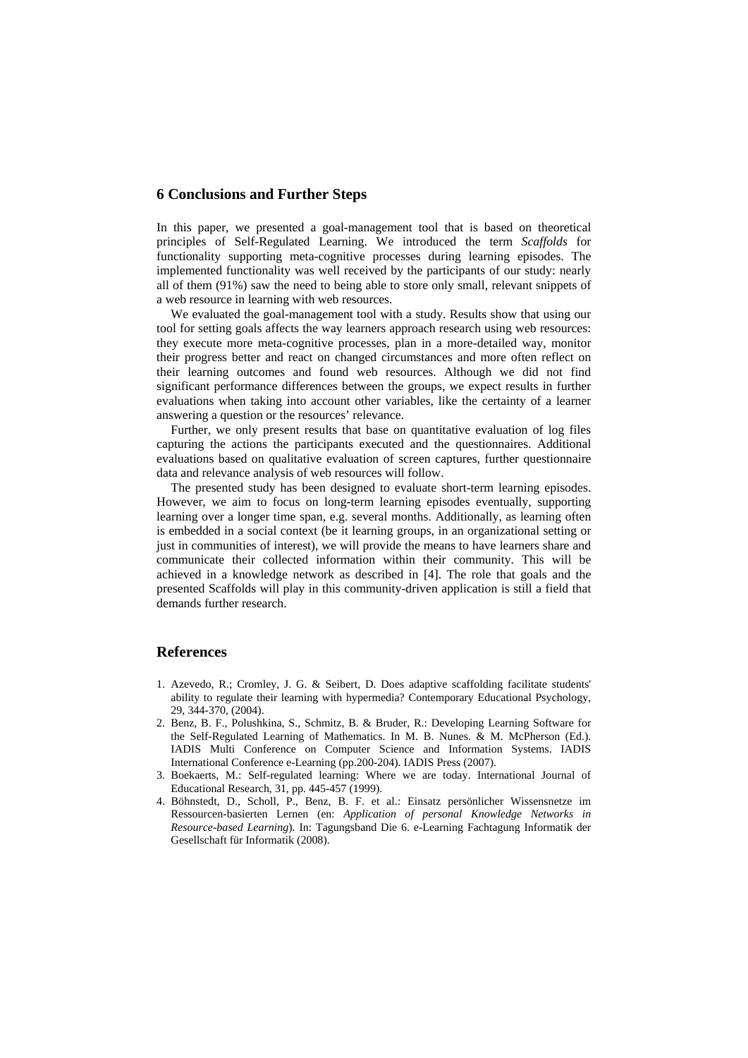## 6 Conclusions and Further Steps

In this paper, we presented a goal-management tool that is based on theoretical principles of Self-Regulated Learning. We introduced the term *Scaffolds* for functionality supporting meta-cognitive processes during learning episodes. The implemented functionality was well received by the participants of our study: nearly all of them (91%) saw the need to being able to store only small, relevant snippets of a web resource in learning with web resources.

We evaluated the goal-management tool with a study. Results show that using our tool for setting goals affects the way learners approach research using web resources: they execute more meta-cognitive processes, plan in a more-detailed way, monitor their progress better and react on changed circumstances and more often reflect on their learning outcomes and found web resources. Although we did not find significant performance differences between the groups, we expect results in further evaluations when taking into account other variables, like the certainty of a learner answering a question or the resources' relevance.

Further, we only present results that base on quantitative evaluation of log files capturing the actions the participants executed and the questionnaires. Additional evaluations based on qualitative evaluation of screen captures, further questionnaire data and relevance analysis of web resources will follow.

The presented study has been designed to evaluate short-term learning episodes. However, we aim to focus on long-term learning episodes eventually, supporting learning over a longer time span, e.g. several months. Additionally, as learning often is embedded in a social context (be it learning groups, in an organizational setting or just in communities of interest), we will provide the means to have learners share and communicate their collected information within their community. This will be achieved in a knowledge network as described in [4]. The role that goals and the presented Scaffolds will play in this community-driven application is still a field that demands further research.

## References

1. Azevedo, R.; Cromley, J. G. & Seibert, D. Does adaptive scaffolding facilitate students' ability to regulate their learning with hypermedia? Contemporary Educational Psychology, 29, 344-370, (2004).
2. Benz, B. F., Polushkina, S., Schmitz, B. & Bruder, R.: Developing Learning Software for the Self-Regulated Learning of Mathematics. In M. B. Nunes. & M. McPherson (Ed.). IADIS Multi Conference on Computer Science and Information Systems. IADIS International Conference e-Learning (pp.200-204). IADIS Press (2007).
3. Boekaerts, M.: Self-regulated learning: Where we are today. International Journal of Educational Research, 31, pp. 445-457 (1999).
4. Böhnstedt, D., Scholl, P., Benz, B. F. et al.: Einsatz persönlicher Wissensnetze im Ressourcen-basierten Lernen (en: *Application of personal Knowledge Networks in Resource-based Learning*). In: Tagungsband Die 6. e-Learning Fachtagung Informatik der Gesellschaft für Informatik (2008).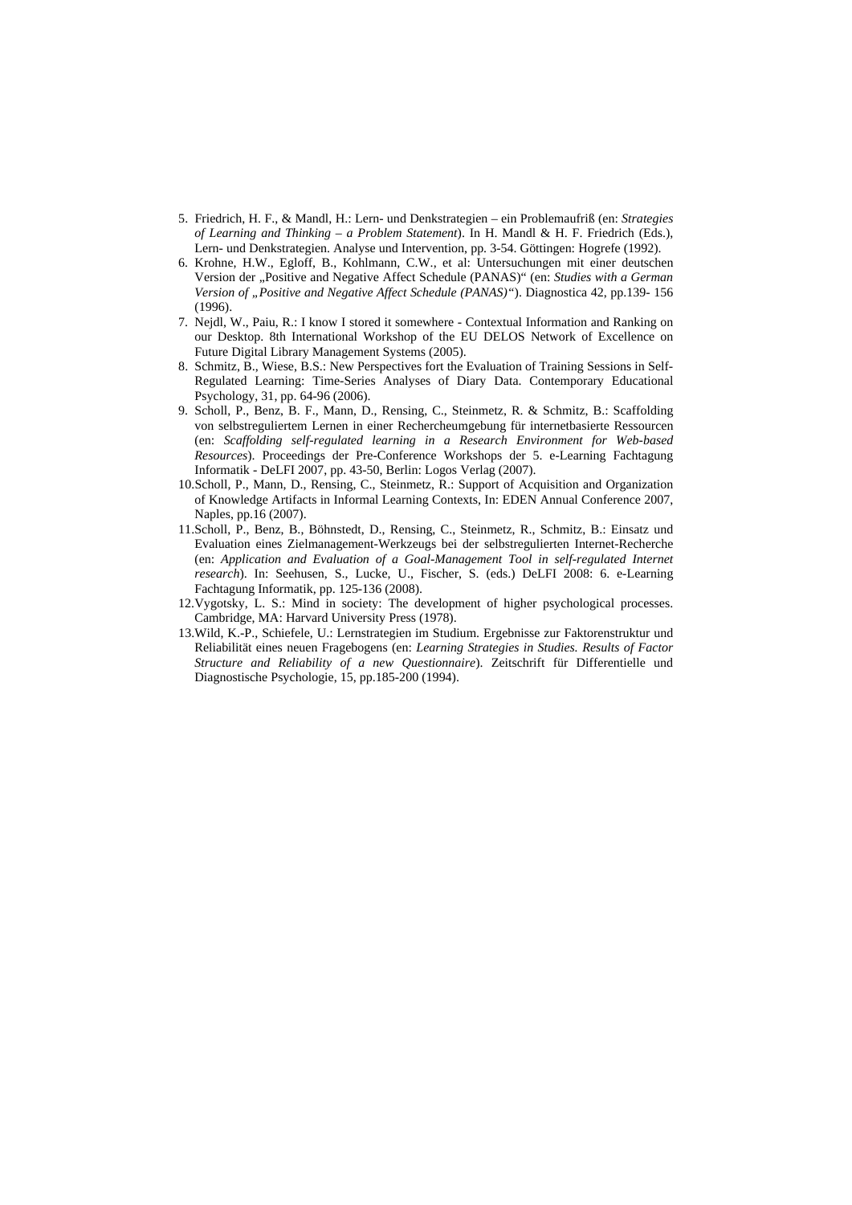5. Friedrich, H. F., & Mandl, H.: Lern- und Denkstrategien – ein Problemaufriß (en: *Strategies of Learning and Thinking – a Problem Statement*). In H. Mandl & H. F. Friedrich (Eds.), Lern- und Denkstrategien. Analyse und Intervention, pp. 3-54. Göttingen: Hogrefe (1992).
6. Krohne, H.W., Egloff, B., Kohlmann, C.W., et al: Untersuchungen mit einer deutschen Version der „Positive and Negative Affect Schedule (PANAS)" (en: *Studies with a German Version of „Positive and Negative Affect Schedule (PANAS)"*). Diagnostica 42, pp.139- 156 (1996).
7. Nejdl, W., Paiu, R.: I know I stored it somewhere - Contextual Information and Ranking on our Desktop. 8th International Workshop of the EU DELOS Network of Excellence on Future Digital Library Management Systems (2005).
8. Schmitz, B., Wiese, B.S.: New Perspectives fort the Evaluation of Training Sessions in Self-Regulated Learning: Time-Series Analyses of Diary Data. Contemporary Educational Psychology, 31, pp. 64-96 (2006).
9. Scholl, P., Benz, B. F., Mann, D., Rensing, C., Steinmetz, R. & Schmitz, B.: Scaffolding von selbstreguliertem Lernen in einer Rechercheumgebung für internetbasierte Ressourcen (en: *Scaffolding self-regulated learning in a Research Environment for Web-based Resources*). Proceedings der Pre-Conference Workshops der 5. e-Learning Fachtagung Informatik - DeLFI 2007, pp. 43-50, Berlin: Logos Verlag (2007).
10. Scholl, P., Mann, D., Rensing, C., Steinmetz, R.: Support of Acquisition and Organization of Knowledge Artifacts in Informal Learning Contexts, In: EDEN Annual Conference 2007, Naples, pp.16 (2007).
11. Scholl, P., Benz, B., Böhnstedt, D., Rensing, C., Steinmetz, R., Schmitz, B.: Einsatz und Evaluation eines Zielmanagement-Werkzeugs bei der selbstregulierten Internet-Recherche (en: *Application and Evaluation of a Goal-Management Tool in self-regulated Internet research*). In: Seehusen, S., Lucke, U., Fischer, S. (eds.) DeLFI 2008: 6. e-Learning Fachtagung Informatik, pp. 125-136 (2008).
12. Vygotsky, L. S.: Mind in society: The development of higher psychological processes. Cambridge, MA: Harvard University Press (1978).
13. Wild, K.-P., Schiefele, U.: Lernstrategien im Studium. Ergebnisse zur Faktorenstruktur und Reliabilität eines neuen Fragebogens (en: *Learning Strategies in Studies. Results of Factor Structure and Reliability of a new Questionnaire*). Zeitschrift für Differentielle und Diagnostische Psychologie, 15, pp.185-200 (1994).